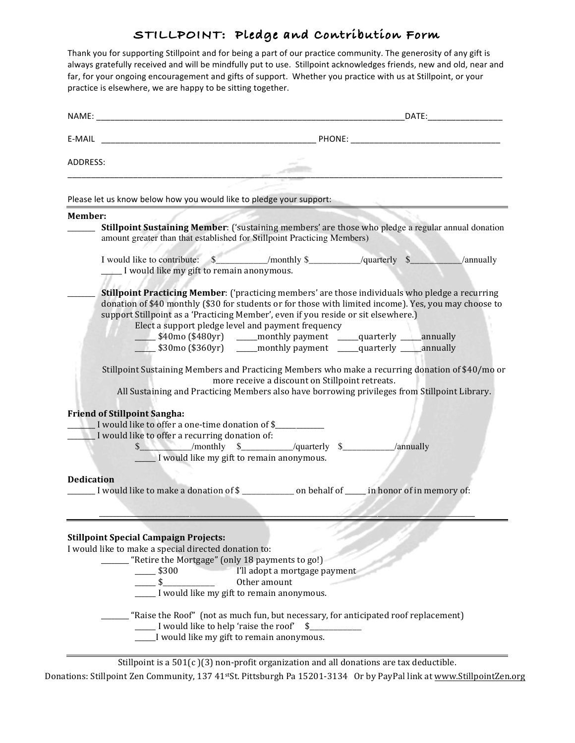# STILLPOINT: Pledge and Contribution Form

Thank you for supporting Stillpoint and for being a part of our practice community. The generosity of any gift is always gratefully received and will be mindfully put to use. Stillpoint acknowledges friends, new and old, near and far, for your ongoing encouragement and gifts of support. Whether you practice with us at Stillpoint, or your practice is elsewhere, we are happy to be sitting together.

NAME: ______________________________________________________________________DATE:________________

E-MAIL _________________________________________________ PHONE: _________________________________

ADDRESS:
_____________________________________________________________________________________________

Please let us know below how you would like to pledge your support:

---

**Member:**

_______ **Stillpoint Sustaining Member**: ('sustaining members' are those who pledge a regular annual donation amount greater than that established for Stillpoint Practicing Members)

I would like to contribute: $___________/monthly $___________/quarterly $___________/annually

_____ I would like my gift to remain anonymous.

_______ **Stillpoint Practicing Member**: ('practicing members' are those individuals who pledge a recurring donation of $40 monthly ($30 for students or for those with limited income). Yes, you may choose to support Stillpoint as a 'Practicing Member', even if you reside or sit elsewhere.)

Elect a support pledge level and payment frequency

_____ $40mo ($480yr) _____monthly payment _____quarterly _____annually

_____ $30mo ($360yr) _____monthly payment _____quarterly _____annually

Stillpoint Sustaining Members and Practicing Members who make a recurring donation of $40/mo or more receive a discount on Stillpoint retreats.

All Sustaining and Practicing Members also have borrowing privileges from Stillpoint Library.

**Friend of Stillpoint Sangha:**

_______ I would like to offer a one-time donation of $____________

_______ I would like to offer a recurring donation of:

$___________/monthly $___________/quarterly $___________/annually

_____ I would like my gift to remain anonymous.

**Dedication**

_______ I would like to make a donation of $ _____________ on behalf of _____ in honor of in memory of:

_____________________________________________________________________________________________

---

**Stillpoint Special Campaign Projects:**

I would like to make a special directed donation to:

_______ "Retire the Mortgage" (only 18 payments to go!)

_____ $300 I'll adopt a mortgage payment

_____ $_____________ Other amount

_____ I would like my gift to remain anonymous.

_______ "Raise the Roof" (not as much fun, but necessary, for anticipated roof replacement)

_____ I would like to help 'raise the roof' $_____________

_____I would like my gift to remain anonymous.

---

Stillpoint is a 501(c )(3) non-profit organization and all donations are tax deductible.

Donations: Stillpoint Zen Community, 137 41st St. Pittsburgh Pa 15201-3134 Or by PayPal link at www.StillpointZen.org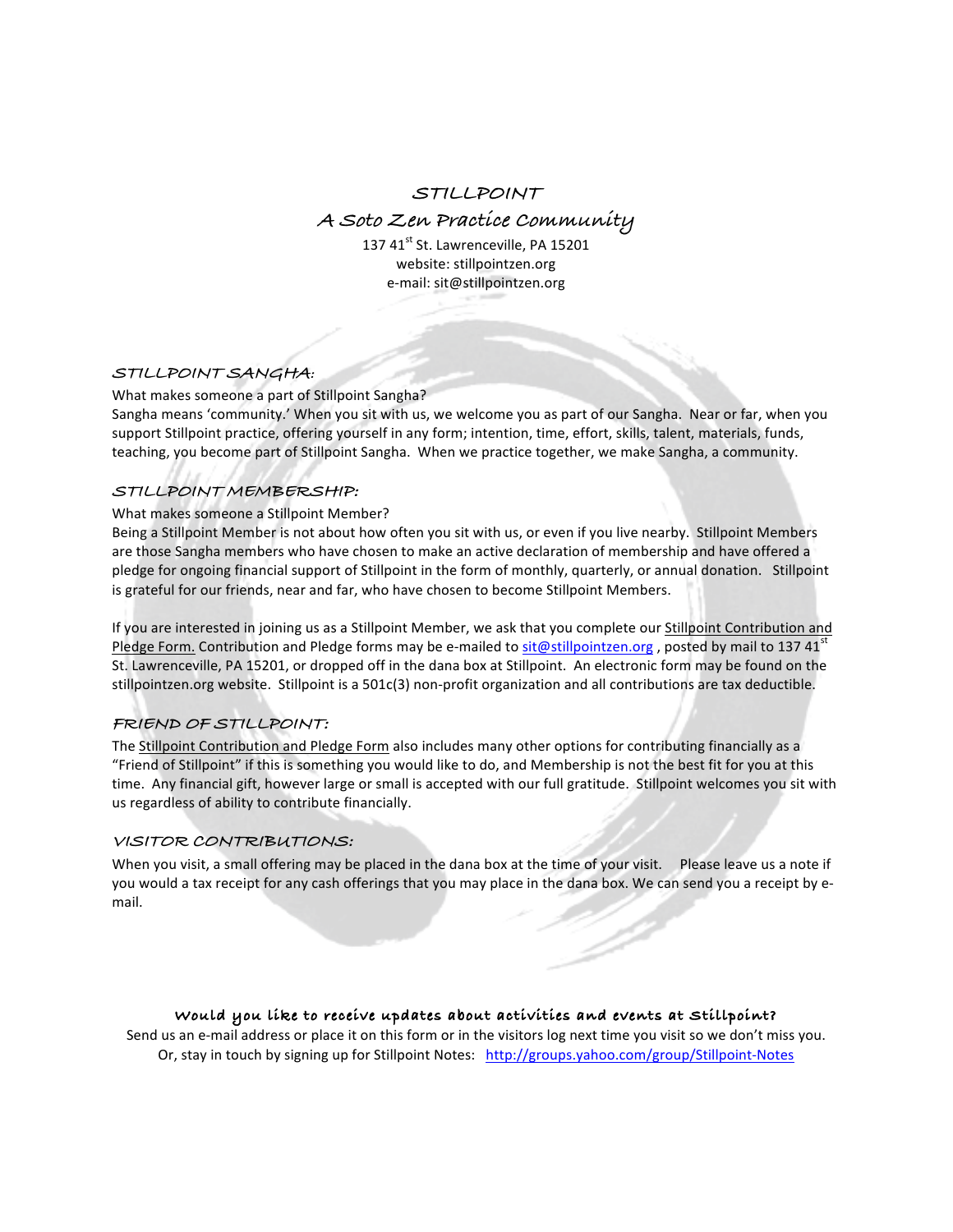# STILLPOINT

## A Soto Zen Practice Community

137 41st St. Lawrenceville, PA 15201
website: stillpointzen.org
e-mail: sit@stillpointzen.org

### STILLPOINT SANGHA:

What makes someone a part of Stillpoint Sangha?
Sangha means 'community.' When you sit with us, we welcome you as part of our Sangha. Near or far, when you support Stillpoint practice, offering yourself in any form; intention, time, effort, skills, talent, materials, funds, teaching, you become part of Stillpoint Sangha. When we practice together, we make Sangha, a community.

### STILLPOINT MEMBERSHIP:

What makes someone a Stillpoint Member?
Being a Stillpoint Member is not about how often you sit with us, or even if you live nearby. Stillpoint Members are those Sangha members who have chosen to make an active declaration of membership and have offered a pledge for ongoing financial support of Stillpoint in the form of monthly, quarterly, or annual donation. Stillpoint is grateful for our friends, near and far, who have chosen to become Stillpoint Members.

If you are interested in joining us as a Stillpoint Member, we ask that you complete our Stillpoint Contribution and Pledge Form. Contribution and Pledge forms may be e-mailed to sit@stillpointzen.org , posted by mail to 137 41st St. Lawrenceville, PA 15201, or dropped off in the dana box at Stillpoint. An electronic form may be found on the stillpointzen.org website. Stillpoint is a 501c(3) non-profit organization and all contributions are tax deductible.

### FRIEND OF STILLPOINT:

The Stillpoint Contribution and Pledge Form also includes many other options for contributing financially as a "Friend of Stillpoint" if this is something you would like to do, and Membership is not the best fit for you at this time. Any financial gift, however large or small is accepted with our full gratitude. Stillpoint welcomes you sit with us regardless of ability to contribute financially.

### VISITOR CONTRIBUTIONS:

When you visit, a small offering may be placed in the dana box at the time of your visit. Please leave us a note if you would a tax receipt for any cash offerings that you may place in the dana box. We can send you a receipt by e-mail.

**Would you like to receive updates about activities and events at Stillpoint?**
Send us an e-mail address or place it on this form or in the visitors log next time you visit so we don't miss you.
Or, stay in touch by signing up for Stillpoint Notes: http://groups.yahoo.com/group/Stillpoint-Notes